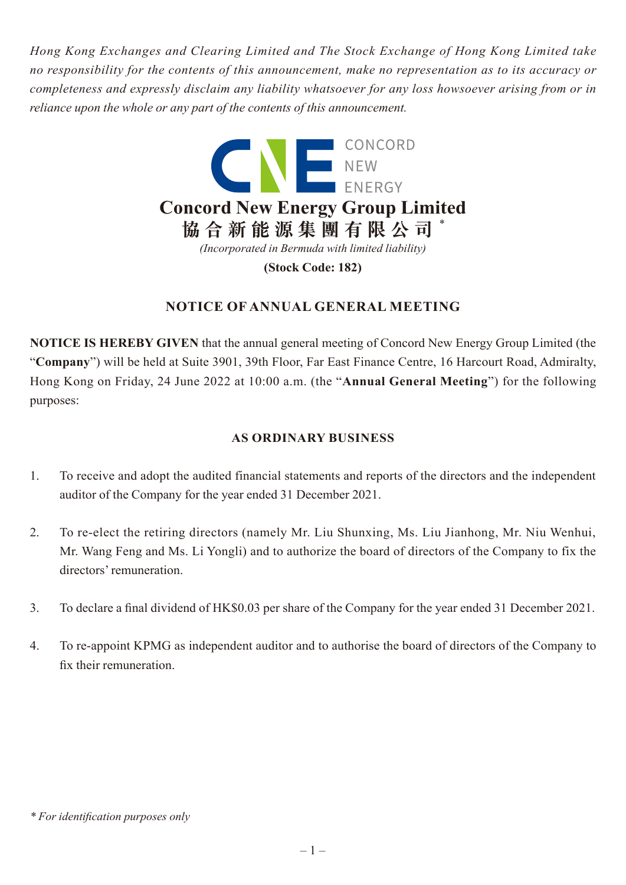*Hong Kong Exchanges and Clearing Limited and The Stock Exchange of Hong Kong Limited take no responsibility for the contents of this announcement, make no representation as to its accuracy or completeness and expressly disclaim any liability whatsoever for any loss howsoever arising from or in reliance upon the whole or any part of the contents of this announcement.*

CONCORD NEW ENERGY

# Concord New Energy Group Limited

# 協合新能源集團有限公司 *

*(Incorporated in Bermuda with limited liability)*

**(Stock Code: 182)**

## NOTICE OF ANNUAL GENERAL MEETING

**NOTICE IS HEREBY GIVEN** that the annual general meeting of Concord New Energy Group Limited (the "**Company**") will be held at Suite 3901, 39th Floor, Far East Finance Centre, 16 Harcourt Road, Admiralty, Hong Kong on Friday, 24 June 2022 at 10:00 a.m. (the "**Annual General Meeting**") for the following purposes:

### AS ORDINARY BUSINESS

1. To receive and adopt the audited financial statements and reports of the directors and the independent auditor of the Company for the year ended 31 December 2021.

2. To re-elect the retiring directors (namely Mr. Liu Shunxing, Ms. Liu Jianhong, Mr. Niu Wenhui, Mr. Wang Feng and Ms. Li Yongli) and to authorize the board of directors of the Company to fix the directors' remuneration.

3. To declare a final dividend of HK$0.03 per share of the Company for the year ended 31 December 2021.

4. To re-appoint KPMG as independent auditor and to authorise the board of directors of the Company to fix their remuneration.

*\* For identification purposes only*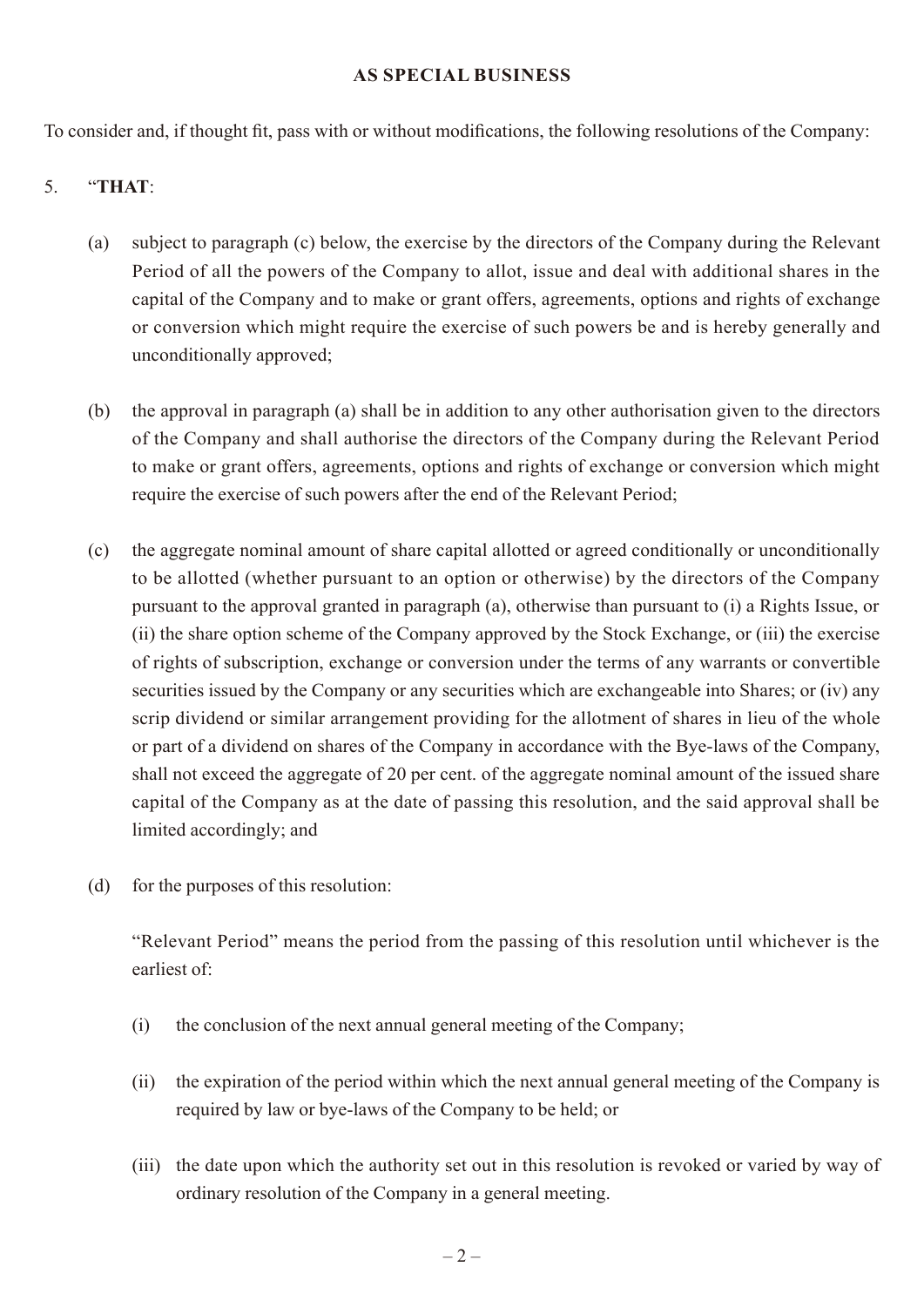## AS SPECIAL BUSINESS

To consider and, if thought fit, pass with or without modifications, the following resolutions of the Company:

5. "**THAT**:

   (a) subject to paragraph (c) below, the exercise by the directors of the Company during the Relevant Period of all the powers of the Company to allot, issue and deal with additional shares in the capital of the Company and to make or grant offers, agreements, options and rights of exchange or conversion which might require the exercise of such powers be and is hereby generally and unconditionally approved;

   (b) the approval in paragraph (a) shall be in addition to any other authorisation given to the directors of the Company and shall authorise the directors of the Company during the Relevant Period to make or grant offers, agreements, options and rights of exchange or conversion which might require the exercise of such powers after the end of the Relevant Period;

   (c) the aggregate nominal amount of share capital allotted or agreed conditionally or unconditionally to be allotted (whether pursuant to an option or otherwise) by the directors of the Company pursuant to the approval granted in paragraph (a), otherwise than pursuant to (i) a Rights Issue, or (ii) the share option scheme of the Company approved by the Stock Exchange, or (iii) the exercise of rights of subscription, exchange or conversion under the terms of any warrants or convertible securities issued by the Company or any securities which are exchangeable into Shares; or (iv) any scrip dividend or similar arrangement providing for the allotment of shares in lieu of the whole or part of a dividend on shares of the Company in accordance with the Bye-laws of the Company, shall not exceed the aggregate of 20 per cent. of the aggregate nominal amount of the issued share capital of the Company as at the date of passing this resolution, and the said approval shall be limited accordingly; and

   (d) for the purposes of this resolution:

      "Relevant Period" means the period from the passing of this resolution until whichever is the earliest of:

      (i) the conclusion of the next annual general meeting of the Company;

      (ii) the expiration of the period within which the next annual general meeting of the Company is required by law or bye-laws of the Company to be held; or

      (iii) the date upon which the authority set out in this resolution is revoked or varied by way of ordinary resolution of the Company in a general meeting.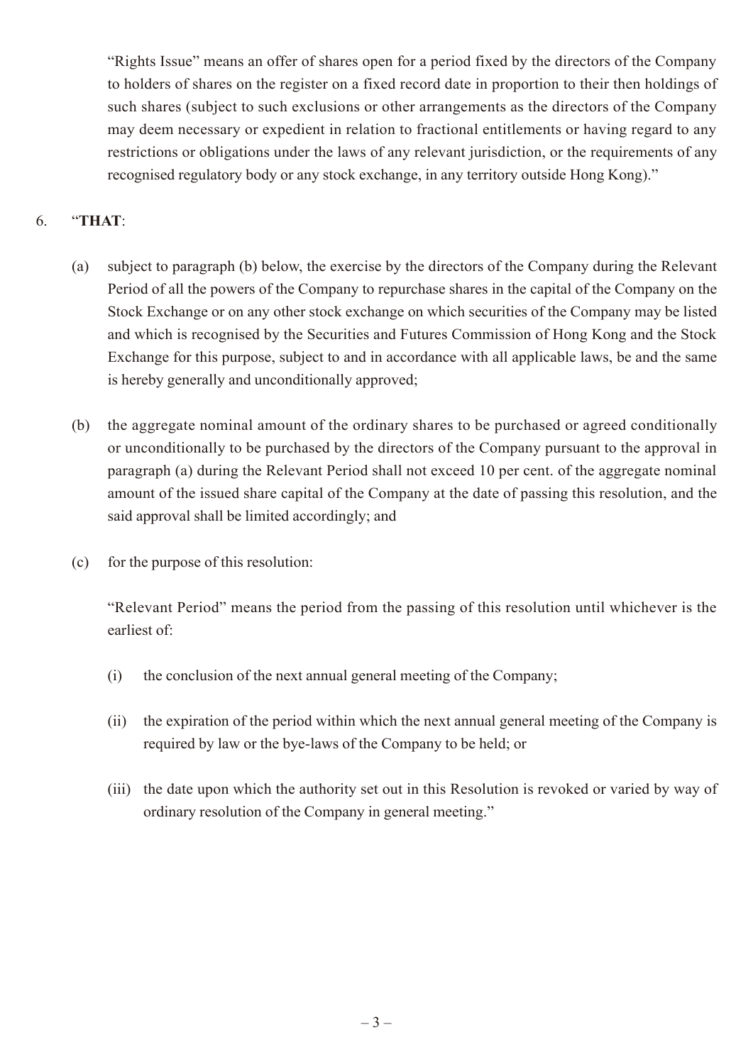"Rights Issue" means an offer of shares open for a period fixed by the directors of the Company to holders of shares on the register on a fixed record date in proportion to their then holdings of such shares (subject to such exclusions or other arrangements as the directors of the Company may deem necessary or expedient in relation to fractional entitlements or having regard to any restrictions or obligations under the laws of any relevant jurisdiction, or the requirements of any recognised regulatory body or any stock exchange, in any territory outside Hong Kong)."

6. "**THAT**:

   (a) subject to paragraph (b) below, the exercise by the directors of the Company during the Relevant Period of all the powers of the Company to repurchase shares in the capital of the Company on the Stock Exchange or on any other stock exchange on which securities of the Company may be listed and which is recognised by the Securities and Futures Commission of Hong Kong and the Stock Exchange for this purpose, subject to and in accordance with all applicable laws, be and the same is hereby generally and unconditionally approved;

   (b) the aggregate nominal amount of the ordinary shares to be purchased or agreed conditionally or unconditionally to be purchased by the directors of the Company pursuant to the approval in paragraph (a) during the Relevant Period shall not exceed 10 per cent. of the aggregate nominal amount of the issued share capital of the Company at the date of passing this resolution, and the said approval shall be limited accordingly; and

   (c) for the purpose of this resolution:

   "Relevant Period" means the period from the passing of this resolution until whichever is the earliest of:

   (i) the conclusion of the next annual general meeting of the Company;

   (ii) the expiration of the period within which the next annual general meeting of the Company is required by law or the bye-laws of the Company to be held; or

   (iii) the date upon which the authority set out in this Resolution is revoked or varied by way of ordinary resolution of the Company in general meeting."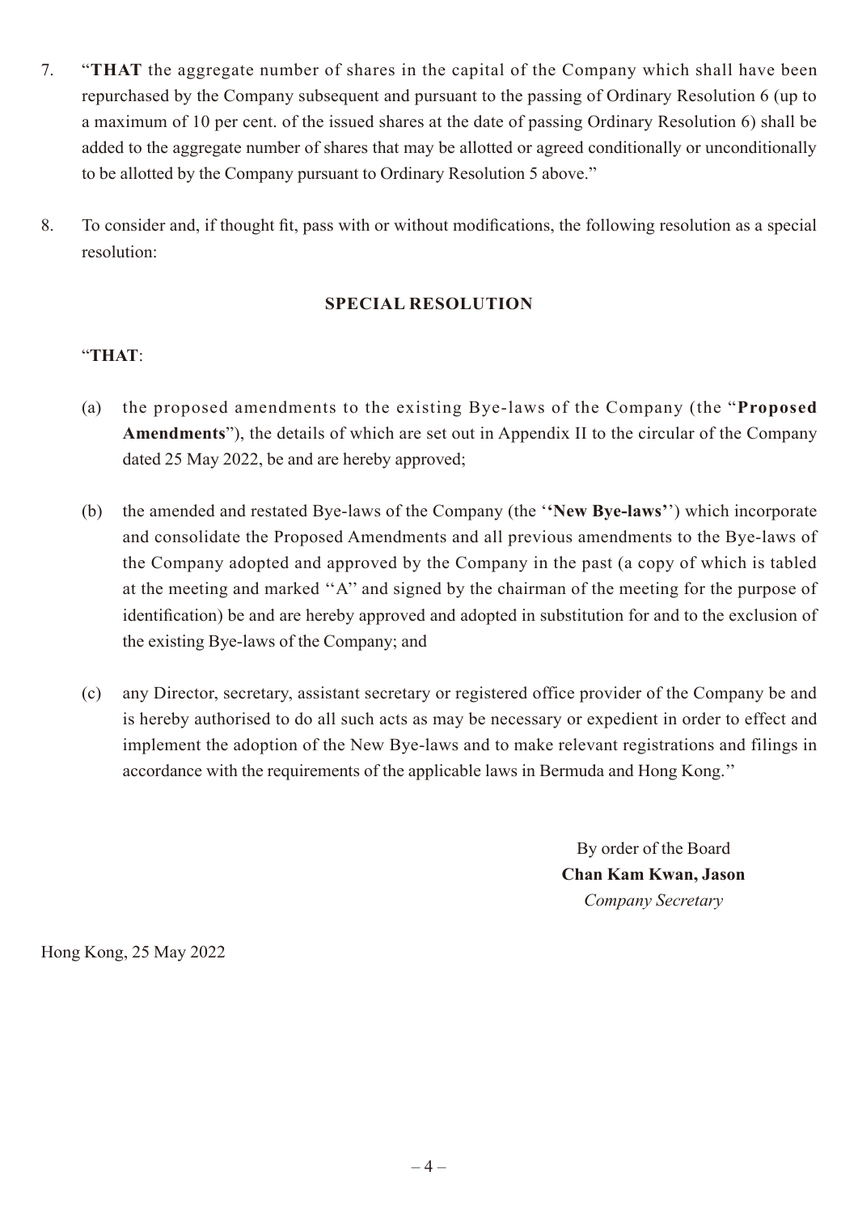7. "**THAT** the aggregate number of shares in the capital of the Company which shall have been repurchased by the Company subsequent and pursuant to the passing of Ordinary Resolution 6 (up to a maximum of 10 per cent. of the issued shares at the date of passing Ordinary Resolution 6) shall be added to the aggregate number of shares that may be allotted or agreed conditionally or unconditionally to be allotted by the Company pursuant to Ordinary Resolution 5 above."

8. To consider and, if thought fit, pass with or without modifications, the following resolution as a special resolution:

**SPECIAL RESOLUTION**

"**THAT**:

(a) the proposed amendments to the existing Bye-laws of the Company (the "**Proposed Amendments**"), the details of which are set out in Appendix II to the circular of the Company dated 25 May 2022, be and are hereby approved;

(b) the amended and restated Bye-laws of the Company (the "**New Bye-laws**") which incorporate and consolidate the Proposed Amendments and all previous amendments to the Bye-laws of the Company adopted and approved by the Company in the past (a copy of which is tabled at the meeting and marked "A" and signed by the chairman of the meeting for the purpose of identification) be and are hereby approved and adopted in substitution for and to the exclusion of the existing Bye-laws of the Company; and

(c) any Director, secretary, assistant secretary or registered office provider of the Company be and is hereby authorised to do all such acts as may be necessary or expedient in order to effect and implement the adoption of the New Bye-laws and to make relevant registrations and filings in accordance with the requirements of the applicable laws in Bermuda and Hong Kong."

By order of the Board
**Chan Kam Kwan, Jason**
*Company Secretary*

Hong Kong, 25 May 2022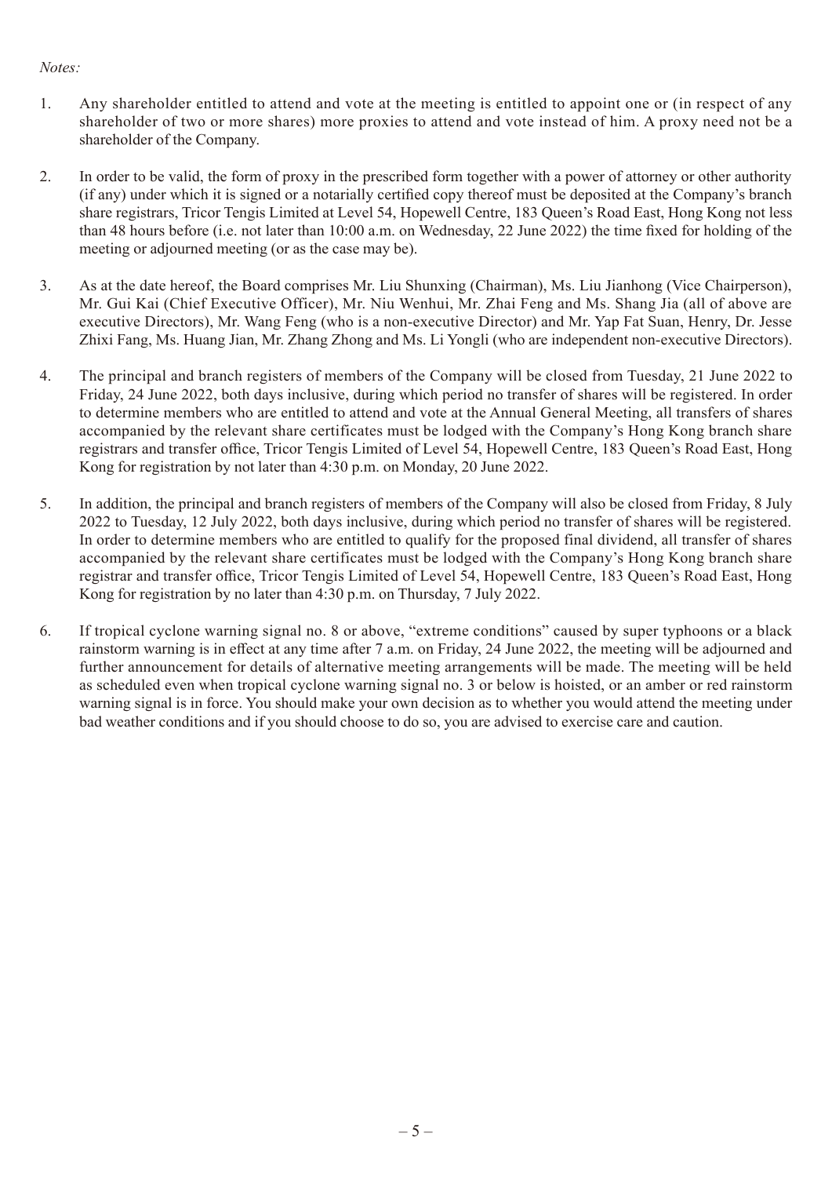*Notes:*

1. Any shareholder entitled to attend and vote at the meeting is entitled to appoint one or (in respect of any shareholder of two or more shares) more proxies to attend and vote instead of him. A proxy need not be a shareholder of the Company.

2. In order to be valid, the form of proxy in the prescribed form together with a power of attorney or other authority (if any) under which it is signed or a notarially certified copy thereof must be deposited at the Company's branch share registrars, Tricor Tengis Limited at Level 54, Hopewell Centre, 183 Queen's Road East, Hong Kong not less than 48 hours before (i.e. not later than 10:00 a.m. on Wednesday, 22 June 2022) the time fixed for holding of the meeting or adjourned meeting (or as the case may be).

3. As at the date hereof, the Board comprises Mr. Liu Shunxing (Chairman), Ms. Liu Jianhong (Vice Chairperson), Mr. Gui Kai (Chief Executive Officer), Mr. Niu Wenhui, Mr. Zhai Feng and Ms. Shang Jia (all of above are executive Directors), Mr. Wang Feng (who is a non-executive Director) and Mr. Yap Fat Suan, Henry, Dr. Jesse Zhixi Fang, Ms. Huang Jian, Mr. Zhang Zhong and Ms. Li Yongli (who are independent non-executive Directors).

4. The principal and branch registers of members of the Company will be closed from Tuesday, 21 June 2022 to Friday, 24 June 2022, both days inclusive, during which period no transfer of shares will be registered. In order to determine members who are entitled to attend and vote at the Annual General Meeting, all transfers of shares accompanied by the relevant share certificates must be lodged with the Company's Hong Kong branch share registrars and transfer office, Tricor Tengis Limited of Level 54, Hopewell Centre, 183 Queen's Road East, Hong Kong for registration by not later than 4:30 p.m. on Monday, 20 June 2022.

5. In addition, the principal and branch registers of members of the Company will also be closed from Friday, 8 July 2022 to Tuesday, 12 July 2022, both days inclusive, during which period no transfer of shares will be registered. In order to determine members who are entitled to qualify for the proposed final dividend, all transfer of shares accompanied by the relevant share certificates must be lodged with the Company's Hong Kong branch share registrar and transfer office, Tricor Tengis Limited of Level 54, Hopewell Centre, 183 Queen's Road East, Hong Kong for registration by no later than 4:30 p.m. on Thursday, 7 July 2022.

6. If tropical cyclone warning signal no. 8 or above, "extreme conditions" caused by super typhoons or a black rainstorm warning is in effect at any time after 7 a.m. on Friday, 24 June 2022, the meeting will be adjourned and further announcement for details of alternative meeting arrangements will be made. The meeting will be held as scheduled even when tropical cyclone warning signal no. 3 or below is hoisted, or an amber or red rainstorm warning signal is in force. You should make your own decision as to whether you would attend the meeting under bad weather conditions and if you should choose to do so, you are advised to exercise care and caution.